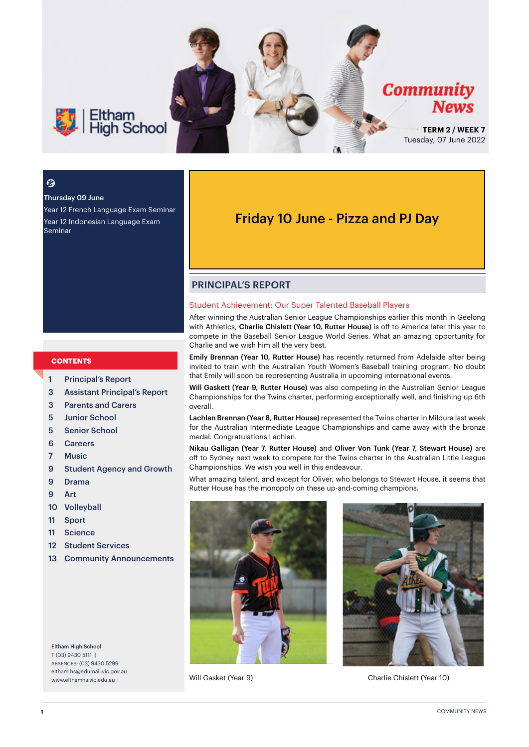# Eltham High School

# Community News

**TERM 2 / WEEK 7**
Tuesday, 07 June 2022

**Thursday 09 June**
Year 12 French Language Exam Seminar
Year 12 Indonesian Language Exam Seminar

## Friday 10 June - Pizza and PJ Day

### CONTENTS

1 Principal's Report
3 Assistant Principal's Report
3 Parents and Carers
5 Junior School
5 Senior School
6 Careers
7 Music
9 Student Agency and Growth
9 Drama
9 Art
10 Volleyball
11 Sport
11 Science
12 Student Services
13 Community Announcements

**Eltham High School**
T (03) 9430 5111 |
ABSENCES: (03) 9430 5299
eltham.hs@edumail.vic.gov.au
www.elthamhs.vic.edu.au

## PRINCIPAL'S REPORT

### Student Achievement: Our Super Talented Baseball Players

After winning the Australian Senior League Championships earlier this month in Geelong with Athletics, **Charlie Chislett (Year 10, Rutter House)** is off to America later this year to compete in the Baseball Senior League World Series. What an amazing opportunity for Charlie and we wish him all the very best.

**Emily Brennan (Year 10, Rutter House)** has recently returned from Adelaide after being invited to train with the Australian Youth Women's Baseball training program. No doubt that Emily will soon be representing Australia in upcoming international events.

**Will Gaskett (Year 9, Rutter House)** was also competing in the Australian Senior League Championships for the Twins charter, performing exceptionally well, and finishing up 6th overall.

**Lachlan Brennan (Year 8, Rutter House)** represented the Twins charter in Mildura last week for the Australian Intermediate League Championships and came away with the bronze medal. Congratulations Lachlan.

**Nikau Galligan (Year 7, Rutter House)** and **Oliver Von Tunk (Year 7, Stewart House)** are off to Sydney next week to compete for the Twins charter in the Australian Little League Championships. We wish you well in this endeavour.

What amazing talent, and except for Oliver, who belongs to Stewart House, it seems that Rutter House has the monopoly on these up-and-coming champions.

Will Gasket (Year 9)

Charlie Chislett (Year 10)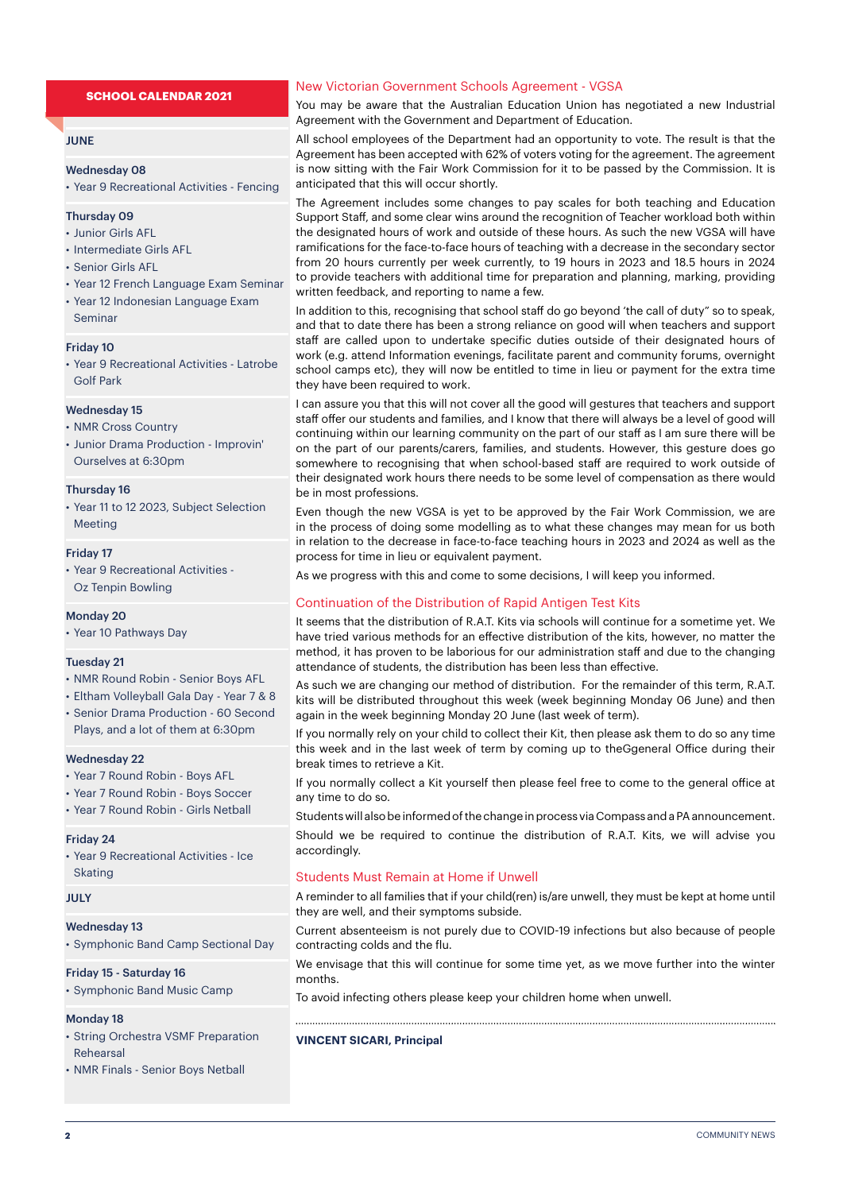## SCHOOL CALENDAR 2021

### JUNE

**Wednesday 08**
- Year 9 Recreational Activities - Fencing

**Thursday 09**
- Junior Girls AFL
- Intermediate Girls AFL
- Senior Girls AFL
- Year 12 French Language Exam Seminar
- Year 12 Indonesian Language Exam Seminar

**Friday 10**
- Year 9 Recreational Activities - Latrobe Golf Park

**Wednesday 15**
- NMR Cross Country
- Junior Drama Production - Improvin' Ourselves at 6:30pm

**Thursday 16**
- Year 11 to 12 2023, Subject Selection Meeting

**Friday 17**
- Year 9 Recreational Activities - Oz Tenpin Bowling

**Monday 20**
- Year 10 Pathways Day

**Tuesday 21**
- NMR Round Robin - Senior Boys AFL
- Eltham Volleyball Gala Day - Year 7 & 8
- Senior Drama Production - 60 Second Plays, and a lot of them at 6:30pm

**Wednesday 22**
- Year 7 Round Robin - Boys AFL
- Year 7 Round Robin - Boys Soccer
- Year 7 Round Robin - Girls Netball

**Friday 24**
- Year 9 Recreational Activities - Ice Skating

### JULY

**Wednesday 13**
- Symphonic Band Camp Sectional Day

**Friday 15 - Saturday 16**
- Symphonic Band Music Camp

**Monday 18**
- String Orchestra VSMF Preparation Rehearsal
- NMR Finals - Senior Boys Netball

## New Victorian Government Schools Agreement - VGSA

You may be aware that the Australian Education Union has negotiated a new Industrial Agreement with the Government and Department of Education.

All school employees of the Department had an opportunity to vote. The result is that the Agreement has been accepted with 62% of voters voting for the agreement. The agreement is now sitting with the Fair Work Commission for it to be passed by the Commission. It is anticipated that this will occur shortly.

The Agreement includes some changes to pay scales for both teaching and Education Support Staff, and some clear wins around the recognition of Teacher workload both within the designated hours of work and outside of these hours. As such the new VGSA will have ramifications for the face-to-face hours of teaching with a decrease in the secondary sector from 20 hours currently per week currently, to 19 hours in 2023 and 18.5 hours in 2024 to provide teachers with additional time for preparation and planning, marking, providing written feedback, and reporting to name a few.

In addition to this, recognising that school staff do go beyond 'the call of duty" so to speak, and that to date there has been a strong reliance on good will when teachers and support staff are called upon to undertake specific duties outside of their designated hours of work (e.g. attend Information evenings, facilitate parent and community forums, overnight school camps etc), they will now be entitled to time in lieu or payment for the extra time they have been required to work.

I can assure you that this will not cover all the good will gestures that teachers and support staff offer our students and families, and I know that there will always be a level of good will continuing within our learning community on the part of our staff as I am sure there will be on the part of our parents/carers, families, and students. However, this gesture does go somewhere to recognising that when school-based staff are required to work outside of their designated work hours there needs to be some level of compensation as there would be in most professions.

Even though the new VGSA is yet to be approved by the Fair Work Commission, we are in the process of doing some modelling as to what these changes may mean for us both in relation to the decrease in face-to-face teaching hours in 2023 and 2024 as well as the process for time in lieu or equivalent payment.

As we progress with this and come to some decisions, I will keep you informed.

## Continuation of the Distribution of Rapid Antigen Test Kits

It seems that the distribution of R.A.T. Kits via schools will continue for a sometime yet. We have tried various methods for an effective distribution of the kits, however, no matter the method, it has proven to be laborious for our administration staff and due to the changing attendance of students, the distribution has been less than effective.

As such we are changing our method of distribution. For the remainder of this term, R.A.T. kits will be distributed throughout this week (week beginning Monday 06 June) and then again in the week beginning Monday 20 June (last week of term).

If you normally rely on your child to collect their Kit, then please ask them to do so any time this week and in the last week of term by coming up to theGgeneral Office during their break times to retrieve a Kit.

If you normally collect a Kit yourself then please feel free to come to the general office at any time to do so.

Students will also be informed of the change in process via Compass and a PA announcement.

Should we be required to continue the distribution of R.A.T. Kits, we will advise you accordingly.

## Students Must Remain at Home if Unwell

A reminder to all families that if your child(ren) is/are unwell, they must be kept at home until they are well, and their symptoms subside.

Current absenteeism is not purely due to COVID-19 infections but also because of people contracting colds and the flu.

We envisage that this will continue for some time yet, as we move further into the winter months.

To avoid infecting others please keep your children home when unwell.

**VINCENT SICARI, Principal**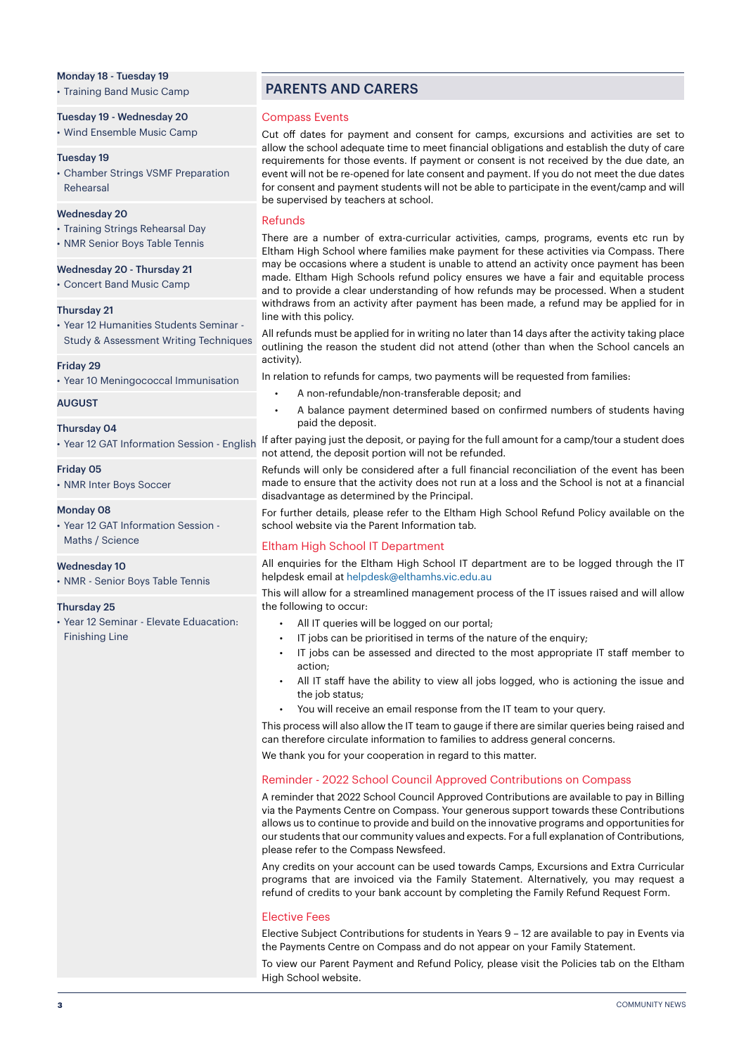**Monday 18 - Tuesday 19**

- Training Band Music Camp

**Tuesday 19 - Wednesday 20**

- Wind Ensemble Music Camp

**Tuesday 19**

- Chamber Strings VSMF Preparation Rehearsal

**Wednesday 20**

- Training Strings Rehearsal Day
- NMR Senior Boys Table Tennis

**Wednesday 20 - Thursday 21**

- Concert Band Music Camp

**Thursday 21**

- Year 12 Humanities Students Seminar - Study & Assessment Writing Techniques

**Friday 29**

- Year 10 Meningococcal Immunisation

**AUGUST**

**Thursday 04**

- Year 12 GAT Information Session - English

**Friday 05**

- NMR Inter Boys Soccer

**Monday 08**

- Year 12 GAT Information Session - Maths / Science

**Wednesday 10**

- NMR - Senior Boys Table Tennis

**Thursday 25**

- Year 12 Seminar - Elevate Eduacation: Finishing Line

## PARENTS AND CARERS

### Compass Events

Cut off dates for payment and consent for camps, excursions and activities are set to allow the school adequate time to meet financial obligations and establish the duty of care requirements for those events. If payment or consent is not received by the due date, an event will not be re-opened for late consent and payment. If you do not meet the due dates for consent and payment students will not be able to participate in the event/camp and will be supervised by teachers at school.

### Refunds

There are a number of extra-curricular activities, camps, programs, events etc run by Eltham High School where families make payment for these activities via Compass. There may be occasions where a student is unable to attend an activity once payment has been made. Eltham High Schools refund policy ensures we have a fair and equitable process and to provide a clear understanding of how refunds may be processed. When a student withdraws from an activity after payment has been made, a refund may be applied for in line with this policy.

All refunds must be applied for in writing no later than 14 days after the activity taking place outlining the reason the student did not attend (other than when the School cancels an activity).

In relation to refunds for camps, two payments will be requested from families:

- A non-refundable/non-transferable deposit; and
- A balance payment determined based on confirmed numbers of students having paid the deposit.

If after paying just the deposit, or paying for the full amount for a camp/tour a student does not attend, the deposit portion will not be refunded.

Refunds will only be considered after a full financial reconciliation of the event has been made to ensure that the activity does not run at a loss and the School is not at a financial disadvantage as determined by the Principal.

For further details, please refer to the Eltham High School Refund Policy available on the school website via the Parent Information tab.

### Eltham High School IT Department

All enquiries for the Eltham High School IT department are to be logged through the IT helpdesk email at helpdesk@elthamhs.vic.edu.au

This will allow for a streamlined management process of the IT issues raised and will allow the following to occur:

- All IT queries will be logged on our portal;
- IT jobs can be prioritised in terms of the nature of the enquiry;
- IT jobs can be assessed and directed to the most appropriate IT staff member to action;
- All IT staff have the ability to view all jobs logged, who is actioning the issue and the job status;
- You will receive an email response from the IT team to your query.

This process will also allow the IT team to gauge if there are similar queries being raised and can therefore circulate information to families to address general concerns.

We thank you for your cooperation in regard to this matter.

### Reminder - 2022 School Council Approved Contributions on Compass

A reminder that 2022 School Council Approved Contributions are available to pay in Billing via the Payments Centre on Compass. Your generous support towards these Contributions allows us to continue to provide and build on the innovative programs and opportunities for our students that our community values and expects. For a full explanation of Contributions, please refer to the Compass Newsfeed.

Any credits on your account can be used towards Camps, Excursions and Extra Curricular programs that are invoiced via the Family Statement. Alternatively, you may request a refund of credits to your bank account by completing the Family Refund Request Form.

### Elective Fees

Elective Subject Contributions for students in Years 9 – 12 are available to pay in Events via the Payments Centre on Compass and do not appear on your Family Statement.

To view our Parent Payment and Refund Policy, please visit the Policies tab on the Eltham High School website.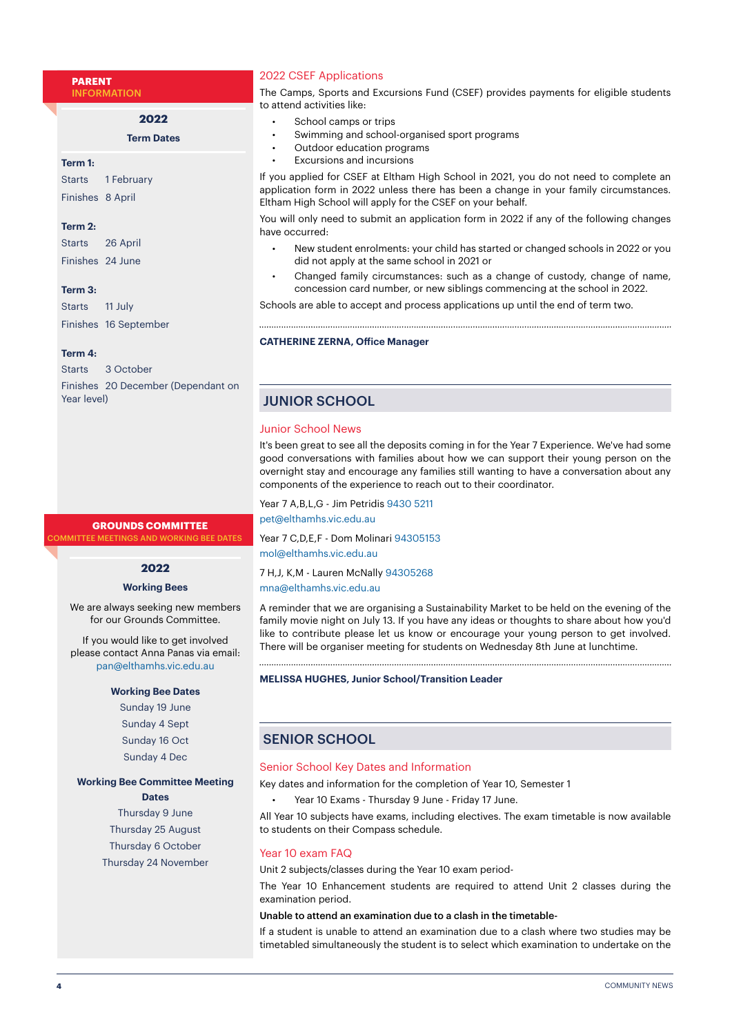## PARENT INFORMATION

### 2022

**Term Dates**

**Term 1:**
Starts 1 February
Finishes 8 April

**Term 2:**
Starts 26 April
Finishes 24 June

**Term 3:**
Starts 11 July
Finishes 16 September

**Term 4:**
Starts 3 October
Finishes 20 December (Dependant on Year level)

## GROUNDS COMMITTEE

COMMITTEE MEETINGS AND WORKING BEE DATES

### 2022

**Working Bees**

We are always seeking new members for our Grounds Committee.

If you would like to get involved please contact Anna Panas via email: pan@elthamhs.vic.edu.au

**Working Bee Dates**

Sunday 19 June
Sunday 4 Sept
Sunday 16 Oct
Sunday 4 Dec

**Working Bee Committee Meeting Dates**

Thursday 9 June
Thursday 25 August
Thursday 6 October
Thursday 24 November

### 2022 CSEF Applications

The Camps, Sports and Excursions Fund (CSEF) provides payments for eligible students to attend activities like:

- School camps or trips
- Swimming and school-organised sport programs
- Outdoor education programs
- Excursions and incursions

If you applied for CSEF at Eltham High School in 2021, you do not need to complete an application form in 2022 unless there has been a change in your family circumstances. Eltham High School will apply for the CSEF on your behalf.

You will only need to submit an application form in 2022 if any of the following changes have occurred:

- New student enrolments: your child has started or changed schools in 2022 or you did not apply at the same school in 2021 or
- Changed family circumstances: such as a change of custody, change of name, concession card number, or new siblings commencing at the school in 2022.

Schools are able to accept and process applications up until the end of term two.

**CATHERINE ZERNA, Office Manager**

## JUNIOR SCHOOL

### Junior School News

It's been great to see all the deposits coming in for the Year 7 Experience. We've had some good conversations with families about how we can support their young person on the overnight stay and encourage any families still wanting to have a conversation about any components of the experience to reach out to their coordinator.

Year 7 A,B,L,G - Jim Petridis 9430 5211
pet@elthamhs.vic.edu.au

Year 7 C,D,E,F - Dom Molinari 94305153
mol@elthamhs.vic.edu.au

7 H,J, K,M - Lauren McNally 94305268
mna@elthamhs.vic.edu.au

A reminder that we are organising a Sustainability Market to be held on the evening of the family movie night on July 13. If you have any ideas or thoughts to share about how you'd like to contribute please let us know or encourage your young person to get involved. There will be organiser meeting for students on Wednesday 8th June at lunchtime.

**MELISSA HUGHES, Junior School/Transition Leader**

## SENIOR SCHOOL

### Senior School Key Dates and Information

Key dates and information for the completion of Year 10, Semester 1

- Year 10 Exams - Thursday 9 June - Friday 17 June.

All Year 10 subjects have exams, including electives. The exam timetable is now available to students on their Compass schedule.

### Year 10 exam FAQ

Unit 2 subjects/classes during the Year 10 exam period-

The Year 10 Enhancement students are required to attend Unit 2 classes during the examination period.

**Unable to attend an examination due to a clash in the timetable-**

If a student is unable to attend an examination due to a clash where two studies may be timetabled simultaneously the student is to select which examination to undertake on the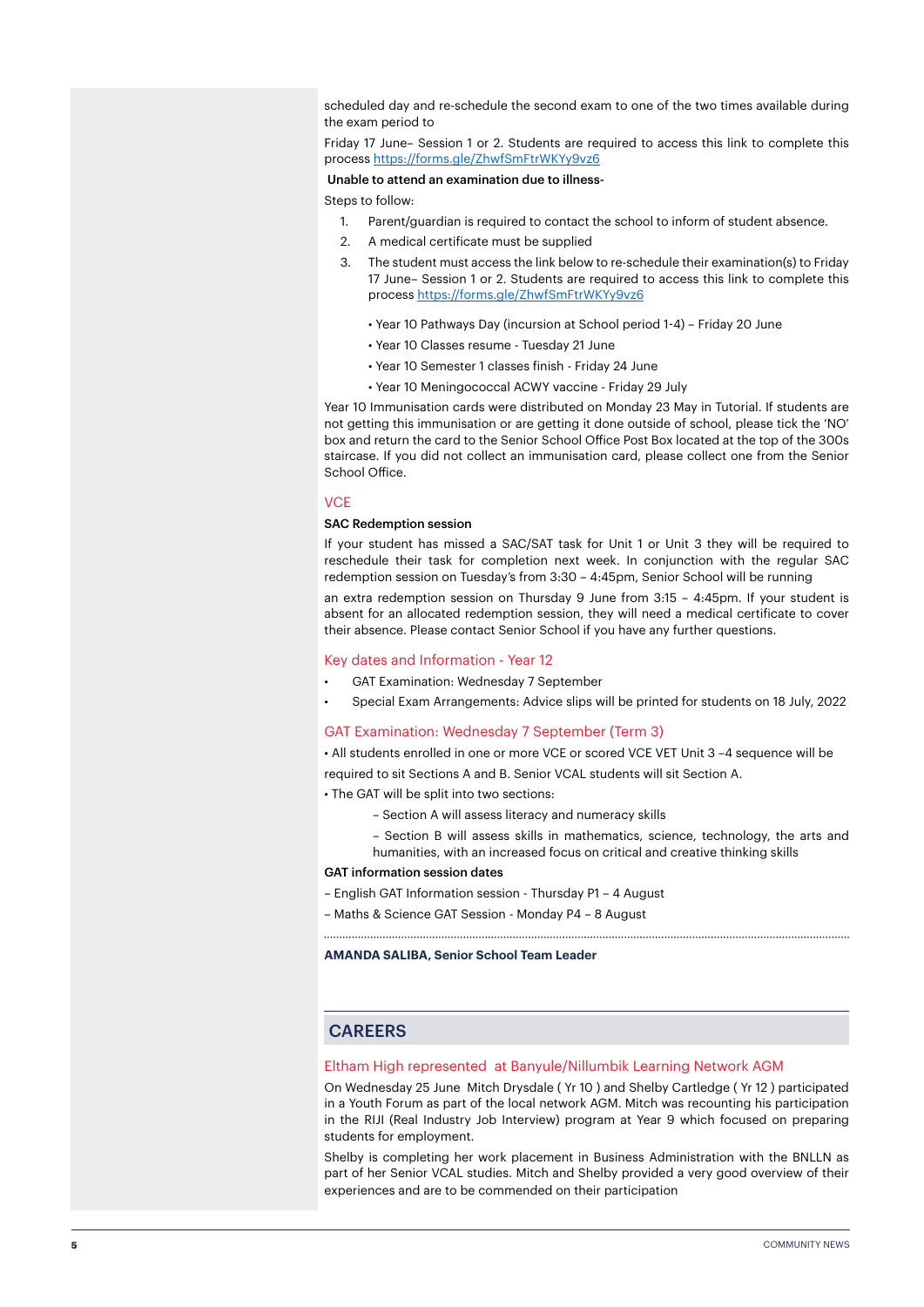scheduled day and re-schedule the second exam to one of the two times available during the exam period to

Friday 17 June– Session 1 or 2. Students are required to access this link to complete this process https://forms.gle/ZhwfSmFtrWKYy9vz6

**Unable to attend an examination due to illness-**

Steps to follow:

1. Parent/guardian is required to contact the school to inform of student absence.
2. A medical certificate must be supplied
3. The student must access the link below to re-schedule their examination(s) to Friday 17 June– Session 1 or 2. Students are required to access this link to complete this process https://forms.gle/ZhwfSmFtrWKYy9vz6

- Year 10 Pathways Day (incursion at School period 1-4) – Friday 20 June
- Year 10 Classes resume - Tuesday 21 June
- Year 10 Semester 1 classes finish - Friday 24 June
- Year 10 Meningococcal ACWY vaccine - Friday 29 July

Year 10 Immunisation cards were distributed on Monday 23 May in Tutorial. If students are not getting this immunisation or are getting it done outside of school, please tick the 'NO' box and return the card to the Senior School Office Post Box located at the top of the 300s staircase. If you did not collect an immunisation card, please collect one from the Senior School Office.

## VCE

**SAC Redemption session**

If your student has missed a SAC/SAT task for Unit 1 or Unit 3 they will be required to reschedule their task for completion next week. In conjunction with the regular SAC redemption session on Tuesday's from 3:30 – 4:45pm, Senior School will be running

an extra redemption session on Thursday 9 June from 3:15 – 4:45pm. If your student is absent for an allocated redemption session, they will need a medical certificate to cover their absence. Please contact Senior School if you have any further questions.

## Key dates and Information - Year 12

- GAT Examination: Wednesday 7 September
- Special Exam Arrangements: Advice slips will be printed for students on 18 July, 2022

## GAT Examination: Wednesday 7 September (Term 3)

• All students enrolled in one or more VCE or scored VCE VET Unit 3 –4 sequence will be required to sit Sections A and B. Senior VCAL students will sit Section A.

• The GAT will be split into two sections:

– Section A will assess literacy and numeracy skills

– Section B will assess skills in mathematics, science, technology, the arts and humanities, with an increased focus on critical and creative thinking skills

**GAT information session dates**

– English GAT Information session - Thursday P1 – 4 August

– Maths & Science GAT Session - Monday P4 – 8 August

**AMANDA SALIBA, Senior School Team Leader**

# CAREERS

## Eltham High represented at Banyule/Nillumbik Learning Network AGM

On Wednesday 25 June Mitch Drysdale ( Yr 10 ) and Shelby Cartledge ( Yr 12 ) participated in a Youth Forum as part of the local network AGM. Mitch was recounting his participation in the RIJI (Real Industry Job Interview) program at Year 9 which focused on preparing students for employment.

Shelby is completing her work placement in Business Administration with the BNLLN as part of her Senior VCAL studies. Mitch and Shelby provided a very good overview of their experiences and are to be commended on their participation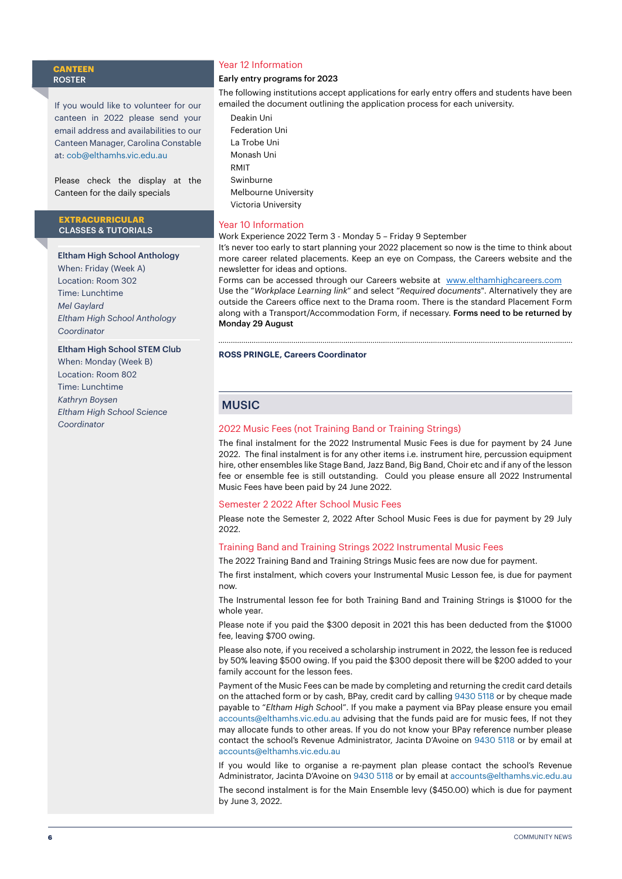## CANTEEN ROSTER

If you would like to volunteer for our canteen in 2022 please send your email address and availabilities to our Canteen Manager, Carolina Constable at: cob@elthamhs.vic.edu.au

Please check the display at the Canteen for the daily specials

## EXTRACURRICULAR CLASSES & TUTORIALS

**Eltham High School Anthology**
When: Friday (Week A)
Location: Room 302
Time: Lunchtime
*Mel Gaylard*
*Eltham High School Anthology Coordinator*

**Eltham High School STEM Club**
When: Monday (Week B)
Location: Room 802
Time: Lunchtime
*Kathryn Boysen*
*Eltham High School Science Coordinator*

### Year 12 Information

**Early entry programs for 2023**

The following institutions accept applications for early entry offers and students have been emailed the document outlining the application process for each university.

- Deakin Uni
- Federation Uni
- La Trobe Uni
- Monash Uni
- RMIT
- Swinburne
- Melbourne University
- Victoria University

### Year 10 Information

Work Experience 2022 Term 3 - Monday 5 – Friday 9 September

It's never too early to start planning your 2022 placement so now is the time to think about more career related placements. Keep an eye on Compass, the Careers website and the newsletter for ideas and options.

Forms can be accessed through our Careers website at www.elthamhighcareers.com

Use the "*Workplace Learning link*" and select "*Required documents*". Alternatively they are outside the Careers office next to the Drama room. There is the standard Placement Form along with a Transport/Accommodation Form, if necessary. **Forms need to be returned by Monday 29 August**

**ROSS PRINGLE, Careers Coordinator**

## MUSIC

### 2022 Music Fees (not Training Band or Training Strings)

The final instalment for the 2022 Instrumental Music Fees is due for payment by 24 June 2022. The final instalment is for any other items i.e. instrument hire, percussion equipment hire, other ensembles like Stage Band, Jazz Band, Big Band, Choir etc and if any of the lesson fee or ensemble fee is still outstanding. Could you please ensure all 2022 Instrumental Music Fees have been paid by 24 June 2022.

### Semester 2 2022 After School Music Fees

Please note the Semester 2, 2022 After School Music Fees is due for payment by 29 July 2022.

### Training Band and Training Strings 2022 Instrumental Music Fees

The 2022 Training Band and Training Strings Music fees are now due for payment.

The first instalment, which covers your Instrumental Music Lesson fee, is due for payment now.

The Instrumental lesson fee for both Training Band and Training Strings is $1000 for the whole year.

Please note if you paid the $300 deposit in 2021 this has been deducted from the $1000 fee, leaving $700 owing.

Please also note, if you received a scholarship instrument in 2022, the lesson fee is reduced by 50% leaving $500 owing. If you paid the $300 deposit there will be $200 added to your family account for the lesson fees.

Payment of the Music Fees can be made by completing and returning the credit card details on the attached form or by cash, BPay, credit card by calling 9430 5118 or by cheque made payable to "*Eltham High School*". If you make a payment via BPay please ensure you email accounts@elthamhs.vic.edu.au advising that the funds paid are for music fees, If not they may allocate funds to other areas. If you do not know your BPay reference number please contact the school's Revenue Administrator, Jacinta D'Avoine on 9430 5118 or by email at accounts@elthamhs.vic.edu.au

If you would like to organise a re-payment plan please contact the school's Revenue Administrator, Jacinta D'Avoine on 9430 5118 or by email at accounts@elthamhs.vic.edu.au

The second instalment is for the Main Ensemble levy ($450.00) which is due for payment by June 3, 2022.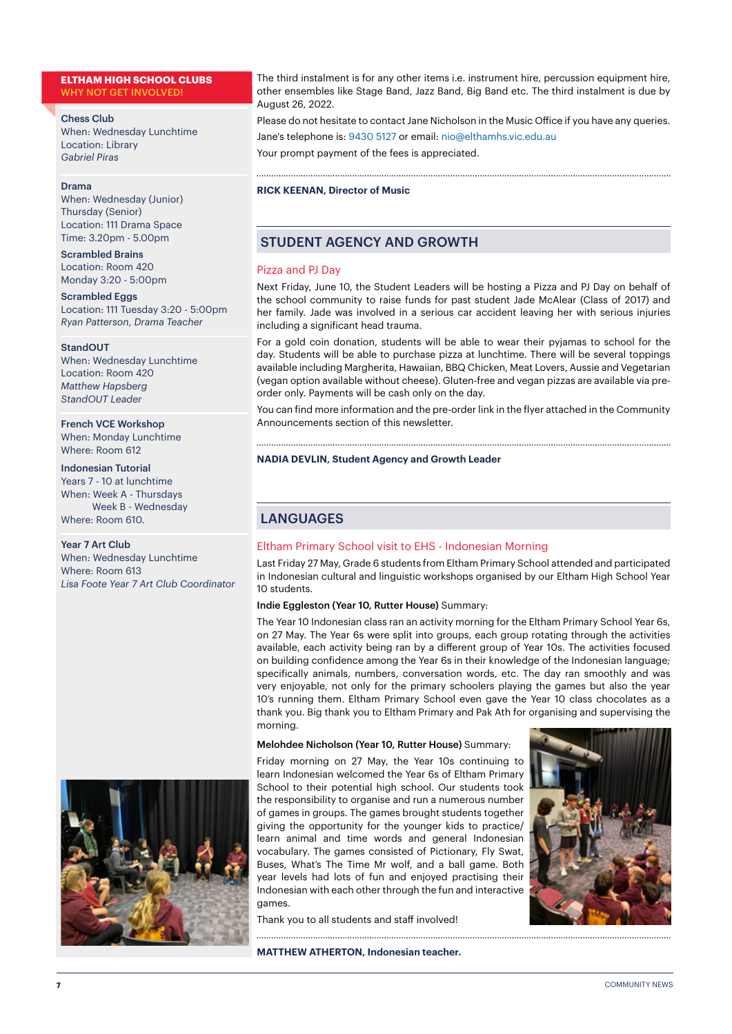## ELTHAM HIGH SCHOOL CLUBS
WHY NOT GET INVOLVED!

**Chess Club**
When: Wednesday Lunchtime
Location: Library
*Gabriel Piras*

**Drama**
When: Wednesday (Junior)
Thursday (Senior)
Location: 111 Drama Space
Time: 3.20pm - 5.00pm

**Scrambled Brains**
Location: Room 420
Monday 3:20 - 5:00pm

**Scrambled Eggs**
Location: 111 Tuesday 3:20 - 5:00pm
*Ryan Patterson, Drama Teacher*

**StandOUT**
When: Wednesday Lunchtime
Location: Room 420
*Matthew Hapsberg*
*StandOUT Leader*

**French VCE Workshop**
When: Monday Lunchtime
Where: Room 612

**Indonesian Tutorial**
Years 7 - 10 at lunchtime
When: Week A - Thursdays
Week B - Wednesday
Where: Room 610.

**Year 7 Art Club**
When: Wednesday Lunchtime
Where: Room 613
*Lisa Foote Year 7 Art Club Coordinator*

The third instalment is for any other items i.e. instrument hire, percussion equipment hire, other ensembles like Stage Band, Jazz Band, Big Band etc. The third instalment is due by August 26, 2022.

Please do not hesitate to contact Jane Nicholson in the Music Office if you have any queries.

Jane's telephone is: 9430 5127 or email: nio@elthamhs.vic.edu.au

Your prompt payment of the fees is appreciated.

**RICK KEENAN, Director of Music**

## STUDENT AGENCY AND GROWTH

### Pizza and PJ Day

Next Friday, June 10, the Student Leaders will be hosting a Pizza and PJ Day on behalf of the school community to raise funds for past student Jade McAlear (Class of 2017) and her family. Jade was involved in a serious car accident leaving her with serious injuries including a significant head trauma.

For a gold coin donation, students will be able to wear their pyjamas to school for the day. Students will be able to purchase pizza at lunchtime. There will be several toppings available including Margherita, Hawaiian, BBQ Chicken, Meat Lovers, Aussie and Vegetarian (vegan option available without cheese). Gluten-free and vegan pizzas are available via pre-order only. Payments will be cash only on the day.

You can find more information and the pre-order link in the flyer attached in the Community Announcements section of this newsletter.

**NADIA DEVLIN, Student Agency and Growth Leader**

## LANGUAGES

### Eltham Primary School visit to EHS - Indonesian Morning

Last Friday 27 May, Grade 6 students from Eltham Primary School attended and participated in Indonesian cultural and linguistic workshops organised by our Eltham High School Year 10 students.

**Indie Eggleston (Year 10, Rutter House)** Summary:

The Year 10 Indonesian class ran an activity morning for the Eltham Primary School Year 6s, on 27 May. The Year 6s were split into groups, each group rotating through the activities available, each activity being ran by a different group of Year 10s. The activities focused on building confidence among the Year 6s in their knowledge of the Indonesian language; specifically animals, numbers, conversation words, etc. The day ran smoothly and was very enjoyable, not only for the primary schoolers playing the games but also the year 10's running them. Eltham Primary School even gave the Year 10 class chocolates as a thank you. Big thank you to Eltham Primary and Pak Ath for organising and supervising the morning.

**Melohdee Nicholson (Year 10, Rutter House)** Summary:

Friday morning on 27 May, the Year 10s continuing to learn Indonesian welcomed the Year 6s of Eltham Primary School to their potential high school. Our students took the responsibility to organise and run a numerous number of games in groups. The games brought students together giving the opportunity for the younger kids to practice/learn animal and time words and general Indonesian vocabulary. The games consisted of Pictionary, Fly Swat, Buses, What's The Time Mr wolf, and a ball game. Both year levels had lots of fun and enjoyed practising their Indonesian with each other through the fun and interactive games.

Thank you to all students and staff involved!

**MATTHEW ATHERTON, Indonesian teacher.**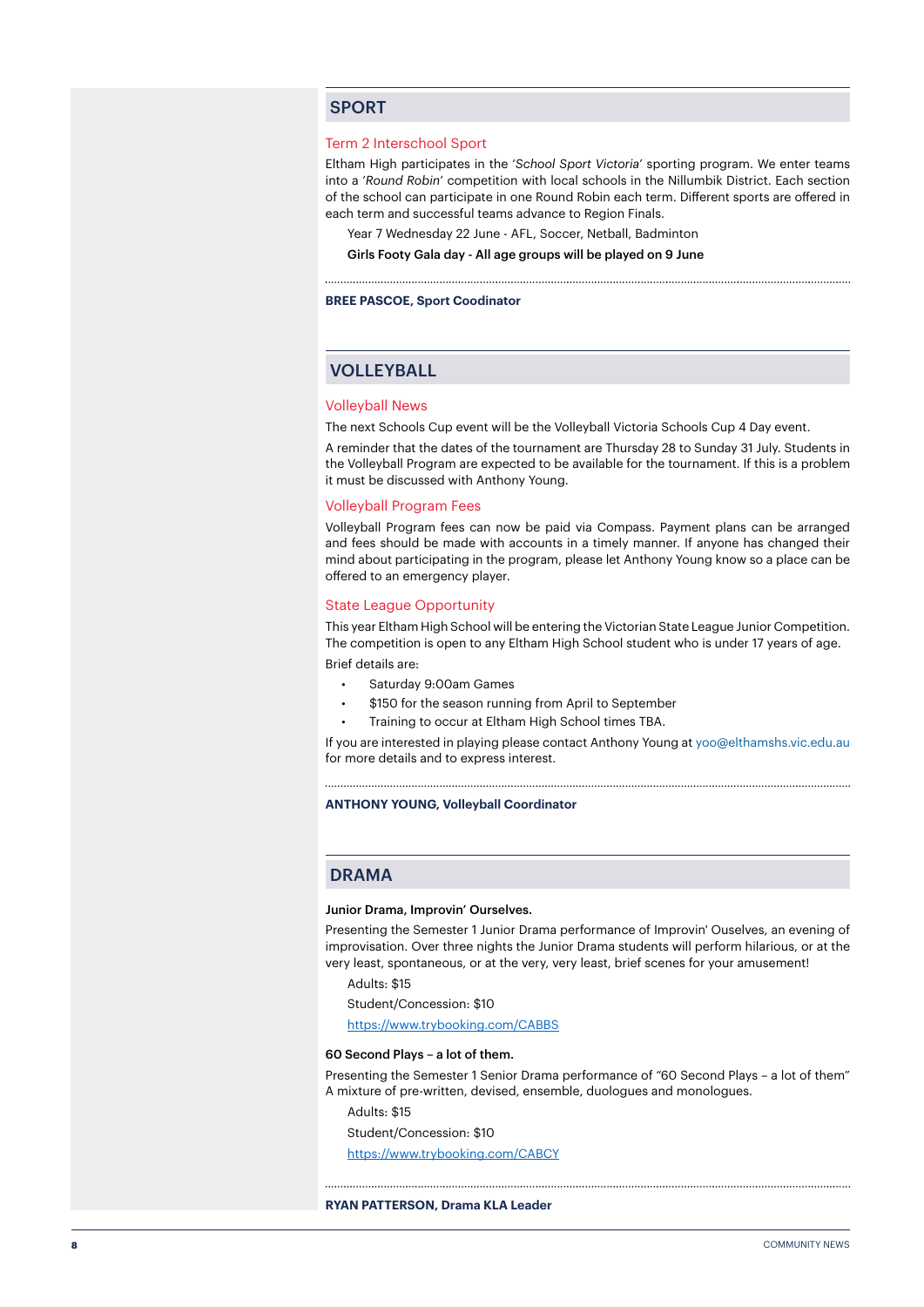## SPORT

### Term 2 Interschool Sport

Eltham High participates in the '*School Sport Victoria*' sporting program. We enter teams into a '*Round Robin*' competition with local schools in the Nillumbik District. Each section of the school can participate in one Round Robin each term. Different sports are offered in each term and successful teams advance to Region Finals.

Year 7 Wednesday 22 June - AFL, Soccer, Netball, Badminton

**Girls Footy Gala day - All age groups will be played on 9 June**

**BREE PASCOE, Sport Coodinator**

## VOLLEYBALL

### Volleyball News

The next Schools Cup event will be the Volleyball Victoria Schools Cup 4 Day event.

A reminder that the dates of the tournament are Thursday 28 to Sunday 31 July. Students in the Volleyball Program are expected to be available for the tournament. If this is a problem it must be discussed with Anthony Young.

### Volleyball Program Fees

Volleyball Program fees can now be paid via Compass. Payment plans can be arranged and fees should be made with accounts in a timely manner. If anyone has changed their mind about participating in the program, please let Anthony Young know so a place can be offered to an emergency player.

### State League Opportunity

This year Eltham High School will be entering the Victorian State League Junior Competition. The competition is open to any Eltham High School student who is under 17 years of age.

Brief details are:

- Saturday 9:00am Games
- $150 for the season running from April to September
- Training to occur at Eltham High School times TBA.

If you are interested in playing please contact Anthony Young at yoo@elthamshs.vic.edu.au for more details and to express interest.

**ANTHONY YOUNG, Volleyball Coordinator**

## DRAMA

**Junior Drama, Improvin' Ourselves.**

Presenting the Semester 1 Junior Drama performance of Improvin' Ouselves, an evening of improvisation. Over three nights the Junior Drama students will perform hilarious, or at the very least, spontaneous, or at the very, very least, brief scenes for your amusement!

Adults: $15

Student/Concession: $10

https://www.trybooking.com/CABBS

**60 Second Plays – a lot of them.**

Presenting the Semester 1 Senior Drama performance of "60 Second Plays – a lot of them" A mixture of pre-written, devised, ensemble, duologues and monologues.

Adults: $15

Student/Concession: $10

https://www.trybooking.com/CABCY

**RYAN PATTERSON, Drama KLA Leader**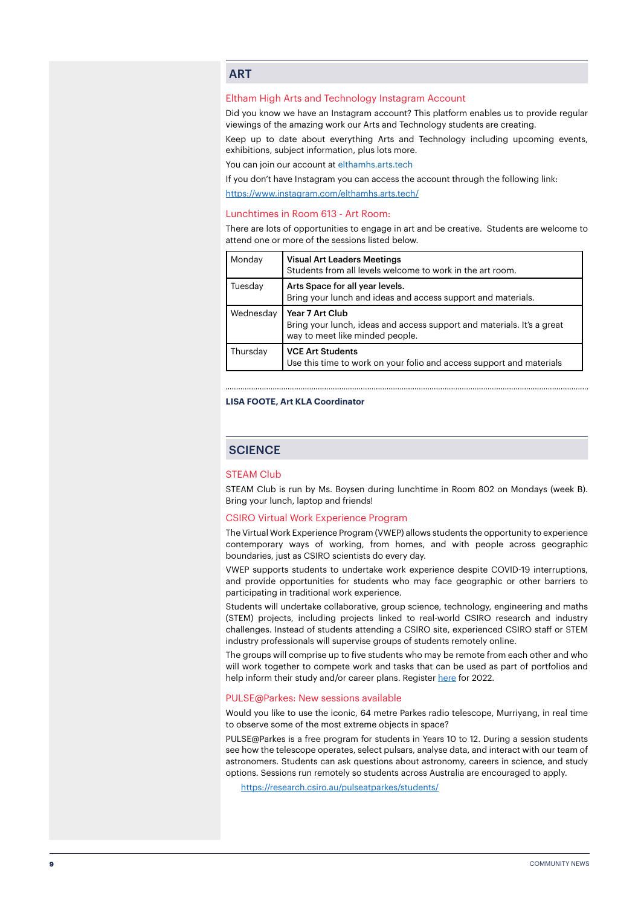## ART

### Eltham High Arts and Technology Instagram Account

Did you know we have an Instagram account? This platform enables us to provide regular viewings of the amazing work our Arts and Technology students are creating.

Keep up to date about everything Arts and Technology including upcoming events, exhibitions, subject information, plus lots more.

You can join our account at elthamhs.arts.tech

If you don't have Instagram you can access the account through the following link:

https://www.instagram.com/elthamhs.arts.tech/

### Lunchtimes in Room 613 - Art Room:

There are lots of opportunities to engage in art and be creative. Students are welcome to attend one or more of the sessions listed below.

| | |
|---|---|
| Monday | **Visual Art Leaders Meetings**<br>Students from all levels welcome to work in the art room. |
| Tuesday | **Arts Space for all year levels.**<br>Bring your lunch and ideas and access support and materials. |
| Wednesday | **Year 7 Art Club**<br>Bring your lunch, ideas and access support and materials. It's a great way to meet like minded people. |
| Thursday | **VCE Art Students**<br>Use this time to work on your folio and access support and materials |

**LISA FOOTE, Art KLA Coordinator**

## SCIENCE

### STEAM Club

STEAM Club is run by Ms. Boysen during lunchtime in Room 802 on Mondays (week B). Bring your lunch, laptop and friends!

### CSIRO Virtual Work Experience Program

The Virtual Work Experience Program (VWEP) allows students the opportunity to experience contemporary ways of working, from homes, and with people across geographic boundaries, just as CSIRO scientists do every day.

VWEP supports students to undertake work experience despite COVID-19 interruptions, and provide opportunities for students who may face geographic or other barriers to participating in traditional work experience.

Students will undertake collaborative, group science, technology, engineering and maths (STEM) projects, including projects linked to real-world CSIRO research and industry challenges. Instead of students attending a CSIRO site, experienced CSIRO staff or STEM industry professionals will supervise groups of students remotely online.

The groups will comprise up to five students who may be remote from each other and who will work together to compete work and tasks that can be used as part of portfolios and help inform their study and/or career plans. Register here for 2022.

### PULSE@Parkes: New sessions available

Would you like to use the iconic, 64 metre Parkes radio telescope, Murriyang, in real time to observe some of the most extreme objects in space?

PULSE@Parkes is a free program for students in Years 10 to 12. During a session students see how the telescope operates, select pulsars, analyse data, and interact with our team of astronomers. Students can ask questions about astronomy, careers in science, and study options. Sessions run remotely so students across Australia are encouraged to apply.

https://research.csiro.au/pulseatparkes/students/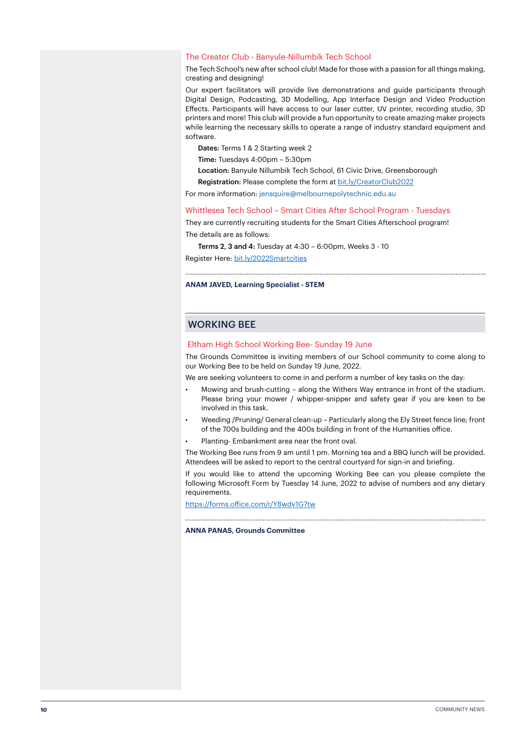### The Creator Club - Banyule-Nillumbik Tech School

The Tech School's new after school club! Made for those with a passion for all things making, creating and designing!

Our expert facilitators will provide live demonstrations and guide participants through Digital Design, Podcasting, 3D Modelling, App Interface Design and Video Production Effects. Participants will have access to our laser cutter, UV printer, recording studio, 3D printers and more! This club will provide a fun opportunity to create amazing maker projects while learning the necessary skills to operate a range of industry standard equipment and software.

**Dates:** Terms 1 & 2 Starting week 2

**Time:** Tuesdays 4:00pm – 5:30pm

**Location:** Banyule Nillumbik Tech School, 61 Civic Drive, Greensborough

**Registration:** Please complete the form at bit.ly/CreatorClub2022

For more information: jensquire@melbournepolytechnic.edu.au

### Whittlesea Tech School – Smart Cities After School Program - Tuesdays

They are currently recruiting students for the Smart Cities Afterschool program!

The details are as follows:

**Terms 2, 3 and 4:** Tuesday at 4:30 – 6:00pm, Weeks 3 - 10

Register Here: bit.ly/2022Smartcities

---

**ANAM JAVED, Learning Specialist - STEM**

## WORKING BEE

### Eltham High School Working Bee- Sunday 19 June

The Grounds Committee is inviting members of our School community to come along to our Working Bee to be held on Sunday 19 June, 2022.

We are seeking volunteers to come in and perform a number of key tasks on the day:

- Mowing and brush-cutting – along the Withers Way entrance in front of the stadium. Please bring your mower / whipper-snipper and safety gear if you are keen to be involved in this task.
- Weeding /Pruning/ General clean-up – Particularly along the Ely Street fence line; front of the 700s building and the 400s building in front of the Humanities office.
- Planting- Embankment area near the front oval.

The Working Bee runs from 9 am until 1 pm. Morning tea and a BBQ lunch will be provided. Attendees will be asked to report to the central courtyard for sign-in and briefing.

If you would like to attend the upcoming Working Bee can you please complete the following Microsoft Form by Tuesday 14 June, 2022 to advise of numbers and any dietary requirements.

https://forms.office.com/r/Y8wdv1G7tw

---

**ANNA PANAS, Grounds Committee**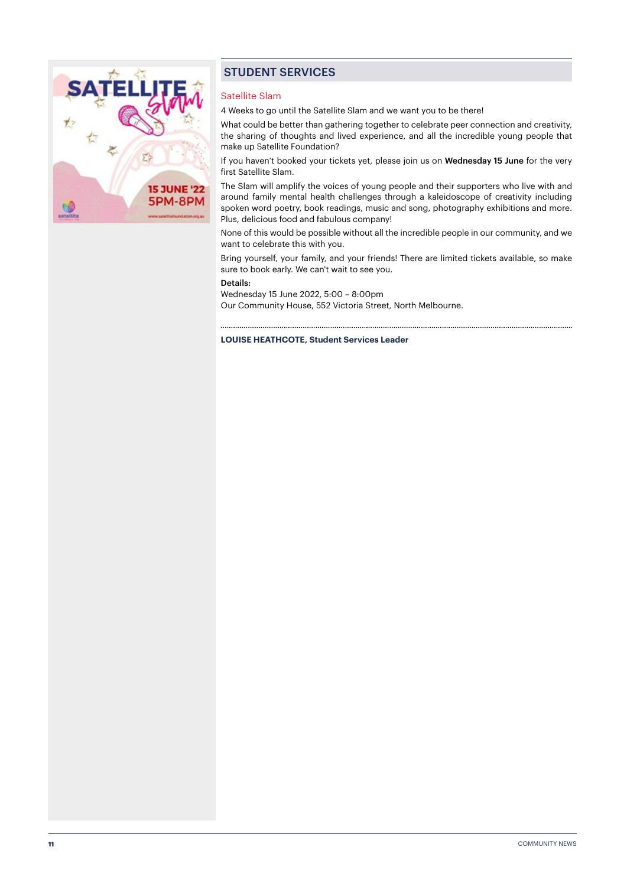## STUDENT SERVICES

### Satellite Slam

4 Weeks to go until the Satellite Slam and we want you to be there!

What could be better than gathering together to celebrate peer connection and creativity, the sharing of thoughts and lived experience, and all the incredible young people that make up Satellite Foundation?

If you haven't booked your tickets yet, please join us on **Wednesday 15 June** for the very first Satellite Slam.

The Slam will amplify the voices of young people and their supporters who live with and around family mental health challenges through a kaleidoscope of creativity including spoken word poetry, book readings, music and song, photography exhibitions and more. Plus, delicious food and fabulous company!

None of this would be possible without all the incredible people in our community, and we want to celebrate this with you.

Bring yourself, your family, and your friends! There are limited tickets available, so make sure to book early. We can't wait to see you.

**Details:**
Wednesday 15 June 2022, 5:00 – 8:00pm
Our Community House, 552 Victoria Street, North Melbourne.

**LOUISE HEATHCOTE, Student Services Leader**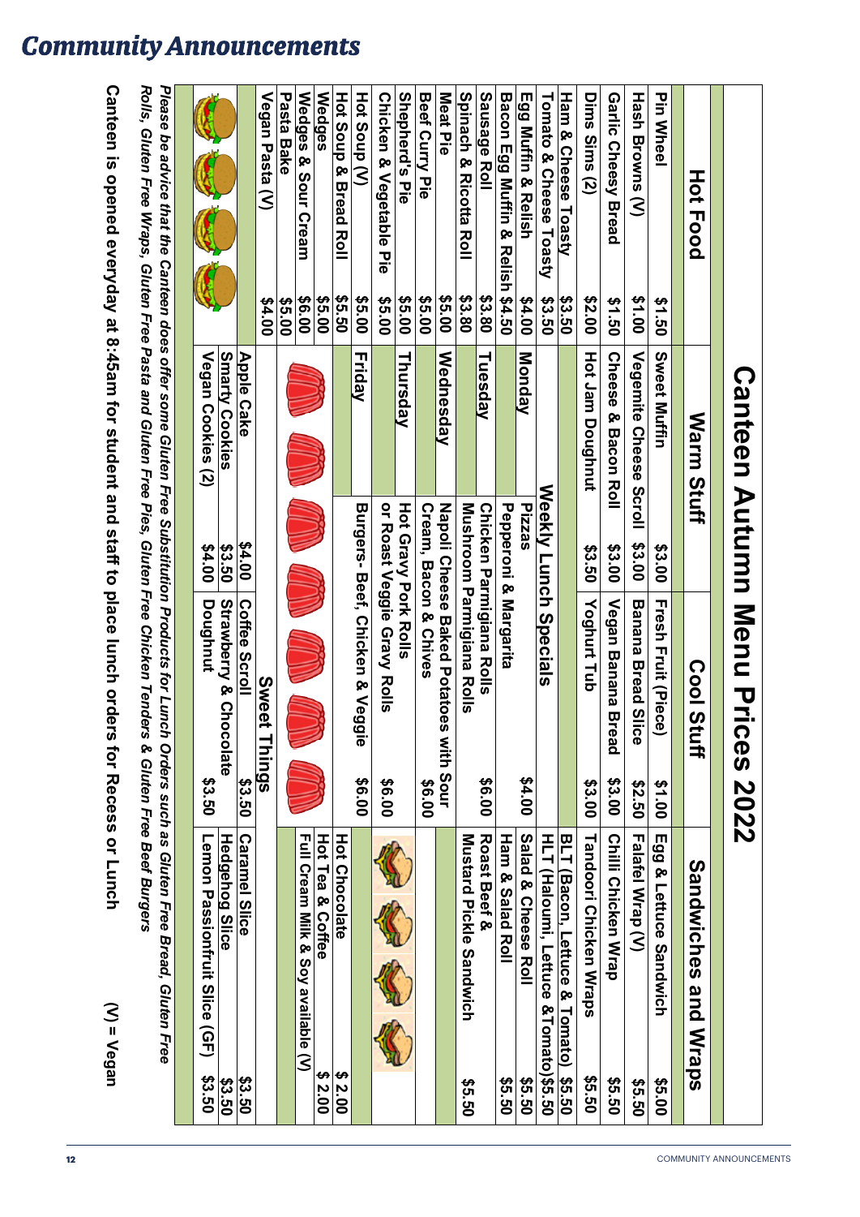# Community Announcements

## Canteen Autumn Menu Prices 2022

| Hot Food | | Warm Stuff | | Cool Stuff | | Sandwiches and Wraps | |
|---|---|---|---|---|---|---|---|
| Pin Wheel | $1.50 | Sweet Muffin | $3.00 | Fresh Fruit (Piece) | $1.00 | Egg & Lettuce Sandwich | $5.00 |
| Hash Browns (V) | $1.00 | Vegemite Cheese Scroll | $3.00 | Banana Bread Slice | $2.50 | Falafel Wrap (V) | $5.50 |
| Garlic Cheesy Bread | $1.50 | Cheese & Bacon Roll | $3.00 | Vegan Banana Bread | $3.00 | Chilli Chicken Wrap | $5.50 |
| Dims Sims (2) | $2.00 | Hot Jam Doughnut | $3.50 | Yoghurt Tub | $3.00 | Tandoori Chicken Wraps | $5.50 |
| Ham & Cheese Toasty | $3.50 | | | | | BLT (Bacon, Lettuce & Tomato) | $5.50 |
| Tomato & Cheese Toasty | $3.50 | **Weekly Lunch Specials** | | | | HLT (Haloumi, Lettuce & Tomato) | $5.50 |
| Egg Muffin & Relish | $4.00 | Monday | | Pizzas | | Salad & Cheese Roll | $5.50 |
| Bacon Egg Muffin & Relish | $4.50 | | | Pepperoni & Margarita | $4.00 | Ham & Salad Roll | $5.50 |
| Sausage Roll | $3.80 | Tuesday | | Chicken Parmigiana Rolls | | Roast Beef & | |
| Spinach & Ricotta Roll | $3.80 | | | Mushroom Parmigiana Rolls | $6.00 | Mustard Pickle Sandwich | $5.50 |
| Meat Pie | $5.00 | Wednesday | | Napoli Cheese Baked Potatoes with Sour | | | |
| Beef Curry Pie | $5.00 | | | Cream, Bacon & Chives | $6.00 | | |
| Shepherd's Pie | $5.00 | Thursday | | Hot Gravy Pork Rolls | | | |
| Chicken & Vegetable Pie | $5.00 | | | or Roast Veggie Gravy Rolls | $6.00 | | |
| Hot Soup (V) | $5.00 | Friday | | Burgers- Beef, Chicken & Veggie | $6.00 | | |
| Hot Soup & Bread Roll | $5.50 | | | | | Hot Chocolate | $ 2.00 |
| Wedges | $5.00 | | | | | Hot Tea & Coffee | $ 2.00 |
| Wedges & Sour Cream | $6.00 | | | | | Full Cream Milk & Soy available (V) | |
| Pasta Bake | $5.00 | | | | | | |
| Vegan Pasta (V) | $4.00 | | | **Sweet Things** | | | |
| | | Apple Cake | $4.00 | Coffee Scroll | $3.50 | Caramel Slice | $3.50 |
| | | Smarty Cookies | $3.50 | Strawberry & Chocolate | | Hedgehog Slice | $3.50 |
| | | Vegan Cookies (2) | $4.00 | Doughnut | $3.50 | Lemon Passionfruit Slice (GF) | $3.50 |

*Please be advice that the Canteen does offer some Gluten Free Substitution Products for Lunch Orders such as Gluten Free Bread, Gluten Free Rolls, Gluten Free Wraps, Gluten Free Pasta and Gluten Free Pies, Gluten Free Chicken Tenders & Gluten Free Beef Burgers*

**Canteen is opened everyday at 8:45am for student and staff to place lunch orders for Recess or Lunch**

**(V) = Vegan**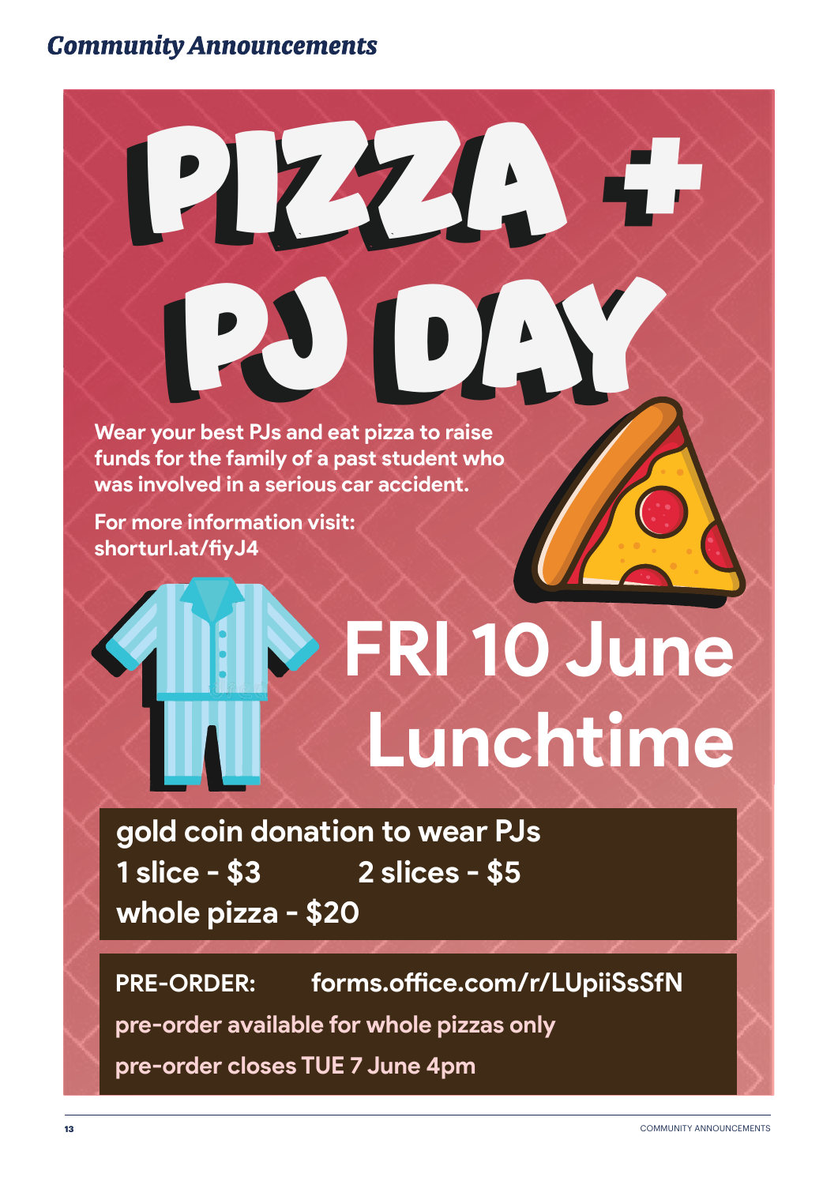# Community Announcements

# PIZZA + PJ DAY

**Wear your best PJs and eat pizza to raise funds for the family of a past student who was involved in a serious car accident.**

**For more information visit: shorturl.at/fiyJ4**

## FRI 10 June Lunchtime

**gold coin donation to wear PJs**
**1 slice - $3 2 slices - $5**
**whole pizza - $20**

**PRE-ORDER: forms.office.com/r/LUpiiSsSfN**

pre-order available for whole pizzas only

pre-order closes TUE 7 June 4pm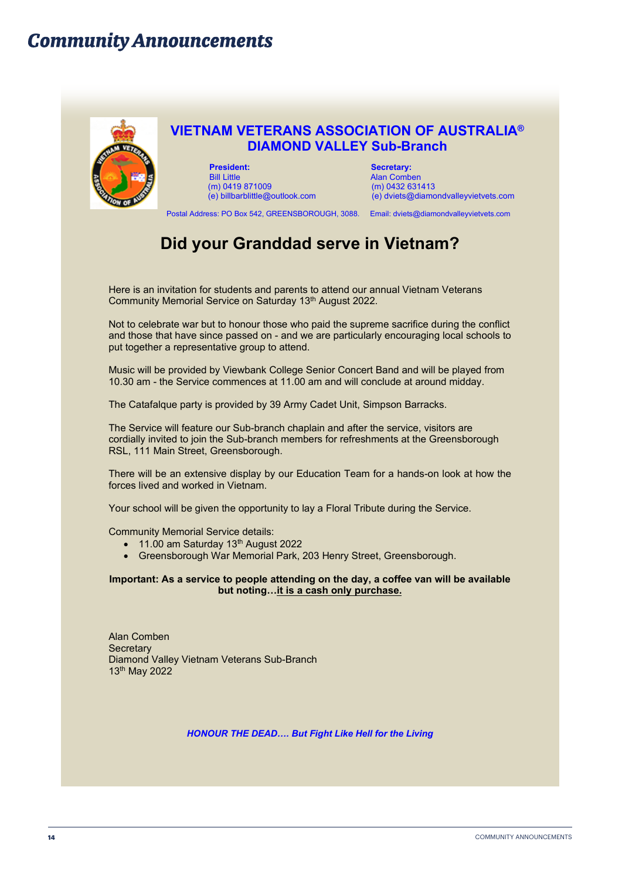# Community Announcements

## VIETNAM VETERANS ASSOCIATION OF AUSTRALIA®
## DIAMOND VALLEY Sub-Branch

**President:**
Bill Little
(m) 0419 871009
(e) billbarblittle@outlook.com

**Secretary:**
Alan Comben
(m) 0432 631413
(e) dviets@diamondvalleyvietvets.com

Postal Address: PO Box 542, GREENSBOROUGH, 3088. Email: dviets@diamondvalleyvietvets.com

## Did your Granddad serve in Vietnam?

Here is an invitation for students and parents to attend our annual Vietnam Veterans Community Memorial Service on Saturday 13th August 2022.

Not to celebrate war but to honour those who paid the supreme sacrifice during the conflict and those that have since passed on - and we are particularly encouraging local schools to put together a representative group to attend.

Music will be provided by Viewbank College Senior Concert Band and will be played from 10.30 am - the Service commences at 11.00 am and will conclude at around midday.

The Catafalque party is provided by 39 Army Cadet Unit, Simpson Barracks.

The Service will feature our Sub-branch chaplain and after the service, visitors are cordially invited to join the Sub-branch members for refreshments at the Greensborough RSL, 111 Main Street, Greensborough.

There will be an extensive display by our Education Team for a hands-on look at how the forces lived and worked in Vietnam.

Your school will be given the opportunity to lay a Floral Tribute during the Service.

Community Memorial Service details:

- 11.00 am Saturday 13th August 2022
- Greensborough War Memorial Park, 203 Henry Street, Greensborough.

**Important: As a service to people attending on the day, a coffee van will be available but noting…it is a cash only purchase.**

Alan Comben
Secretary
Diamond Valley Vietnam Veterans Sub-Branch
13th May 2022

***HONOUR THE DEAD…. But Fight Like Hell for the Living***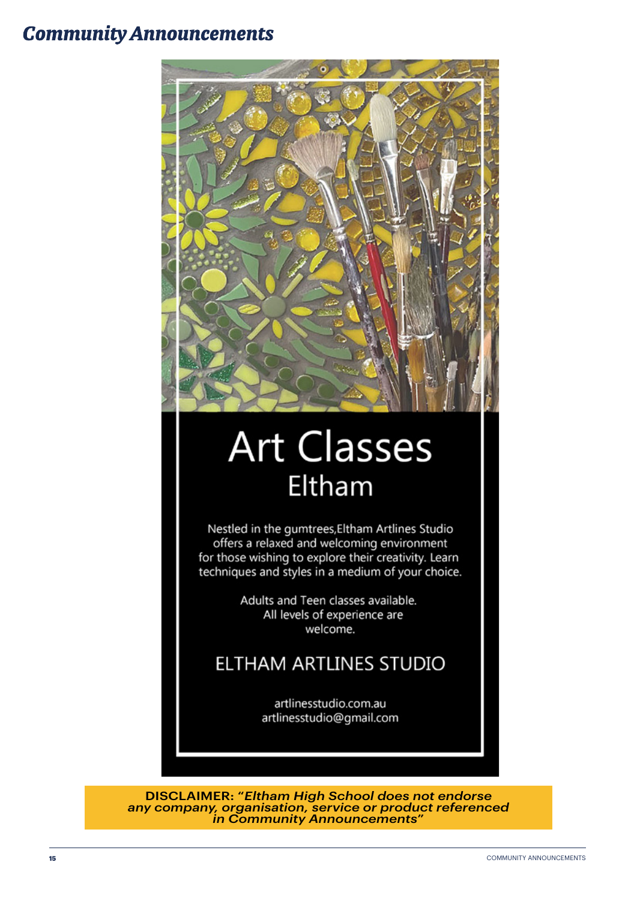# Community Announcements

# Art Classes

## Eltham

Nestled in the gumtrees,Eltham Artlines Studio offers a relaxed and welcoming environment for those wishing to explore their creativity. Learn techniques and styles in a medium of your choice.

Adults and Teen classes available.
All levels of experience are welcome.

## ELTHAM ARTLINES STUDIO

artlinesstudio.com.au
artlinesstudio@gmail.com

**DISCLAIMER:** ***"Eltham High School does not endorse any company, organisation, service or product referenced in Community Announcements"***